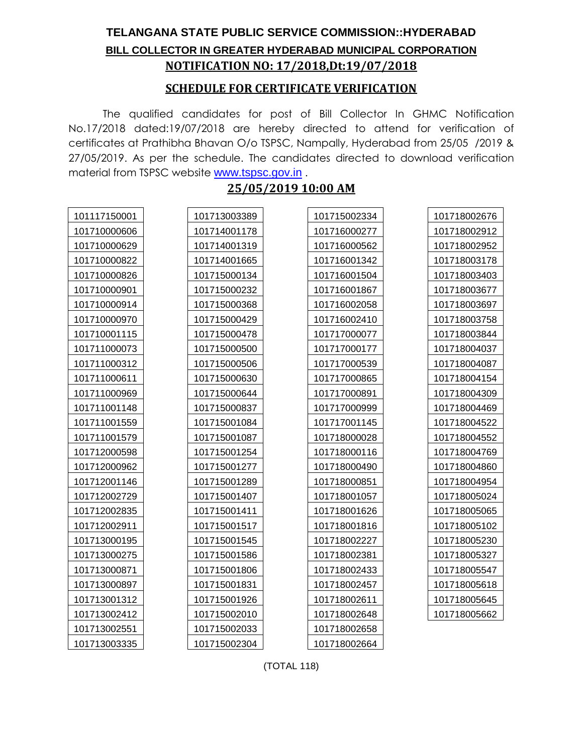# TELANGANA STATE PUBLIC SERVICE COMMISSION::HYDERABAD

## BILL COLLECTOR IN GREATER HYDERABAD MUNICIPAL CORPORATION

### NOTIFICATION NO: 17/2018,Dt:19/07/2018

### SCHEDULE FOR CERTIFICATE VERIFICATION

The qualified candidates for post of Bill Collector In GHMC Notification No.17/2018 dated:19/07/2018 are hereby directed to attend for verification of certificates at Prathibha Bhavan O/o TSPSC, Nampally, Hyderabad from 25/05 /2019 & 27/05/2019. As per the schedule. The candidates directed to download verification material from TSPSC website [www.tspsc.gov.in](http://www.tspsc.gov.in) .

### 25/05/2019 10:00 AM

| | | | |
|---|---|---|---|
| 101117150001 | 101713003389 | 101715002334 | 101718002676 |
| 101710000606 | 101714001178 | 101716000277 | 101718002912 |
| 101710000629 | 101714001319 | 101716000562 | 101718002952 |
| 101710000822 | 101714001665 | 101716001342 | 101718003178 |
| 101710000826 | 101715000134 | 101716001504 | 101718003403 |
| 101710000901 | 101715000232 | 101716001867 | 101718003677 |
| 101710000914 | 101715000368 | 101716002058 | 101718003697 |
| 101710000970 | 101715000429 | 101716002410 | 101718003758 |
| 101710001115 | 101715000478 | 101717000077 | 101718003844 |
| 101711000073 | 101715000500 | 101717000177 | 101718004037 |
| 101711000312 | 101715000506 | 101717000539 | 101718004087 |
| 101711000611 | 101715000630 | 101717000865 | 101718004154 |
| 101711000969 | 101715000644 | 101717000891 | 101718004309 |
| 101711001148 | 101715000837 | 101717000999 | 101718004469 |
| 101711001559 | 101715001084 | 101717001145 | 101718004522 |
| 101711001579 | 101715001087 | 101718000028 | 101718004552 |
| 101712000598 | 101715001254 | 101718000116 | 101718004769 |
| 101712000962 | 101715001277 | 101718000490 | 101718004860 |
| 101712001146 | 101715001289 | 101718000851 | 101718004954 |
| 101712002729 | 101715001407 | 101718001057 | 101718005024 |
| 101712002835 | 101715001411 | 101718001626 | 101718005065 |
| 101712002911 | 101715001517 | 101718001816 | 101718005102 |
| 101713000195 | 101715001545 | 101718002227 | 101718005230 |
| 101713000275 | 101715001586 | 101718002381 | 101718005327 |
| 101713000871 | 101715001806 | 101718002433 | 101718005547 |
| 101713000897 | 101715001831 | 101718002457 | 101718005618 |
| 101713001312 | 101715001926 | 101718002611 | 101718005645 |
| 101713002412 | 101715002010 | 101718002648 | 101718005662 |
| 101713002551 | 101715002033 | 101718002658 | |
| 101713003335 | 101715002304 | 101718002664 | |

(TOTAL 118)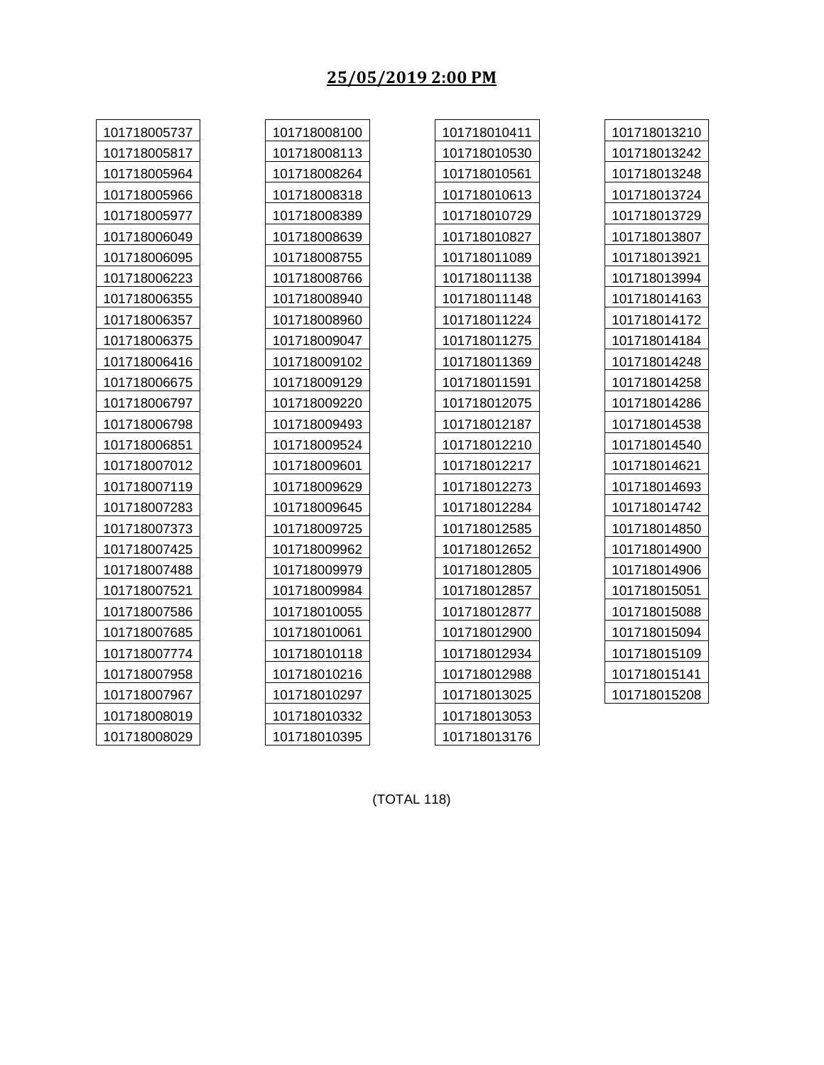## 25/05/2019 2:00 PM

| | | | |
|---|---|---|---|
| 101718005737 | 101718008100 | 101718010411 | 101718013210 |
| 101718005817 | 101718008113 | 101718010530 | 101718013242 |
| 101718005964 | 101718008264 | 101718010561 | 101718013248 |
| 101718005966 | 101718008318 | 101718010613 | 101718013724 |
| 101718005977 | 101718008389 | 101718010729 | 101718013729 |
| 101718006049 | 101718008639 | 101718010827 | 101718013807 |
| 101718006095 | 101718008755 | 101718011089 | 101718013921 |
| 101718006223 | 101718008766 | 101718011138 | 101718013994 |
| 101718006355 | 101718008940 | 101718011148 | 101718014163 |
| 101718006357 | 101718008960 | 101718011224 | 101718014172 |
| 101718006375 | 101718009047 | 101718011275 | 101718014184 |
| 101718006416 | 101718009102 | 101718011369 | 101718014248 |
| 101718006675 | 101718009129 | 101718011591 | 101718014258 |
| 101718006797 | 101718009220 | 101718012075 | 101718014286 |
| 101718006798 | 101718009493 | 101718012187 | 101718014538 |
| 101718006851 | 101718009524 | 101718012210 | 101718014540 |
| 101718007012 | 101718009601 | 101718012217 | 101718014621 |
| 101718007119 | 101718009629 | 101718012273 | 101718014693 |
| 101718007283 | 101718009645 | 101718012284 | 101718014742 |
| 101718007373 | 101718009725 | 101718012585 | 101718014850 |
| 101718007425 | 101718009962 | 101718012652 | 101718014900 |
| 101718007488 | 101718009979 | 101718012805 | 101718014906 |
| 101718007521 | 101718009984 | 101718012857 | 101718015051 |
| 101718007586 | 101718010055 | 101718012877 | 101718015088 |
| 101718007685 | 101718010061 | 101718012900 | 101718015094 |
| 101718007774 | 101718010118 | 101718012934 | 101718015109 |
| 101718007958 | 101718010216 | 101718012988 | 101718015141 |
| 101718007967 | 101718010297 | 101718013025 | 101718015208 |
| 101718008019 | 101718010332 | 101718013053 | |
| 101718008029 | 101718010395 | 101718013176 | |

(TOTAL 118)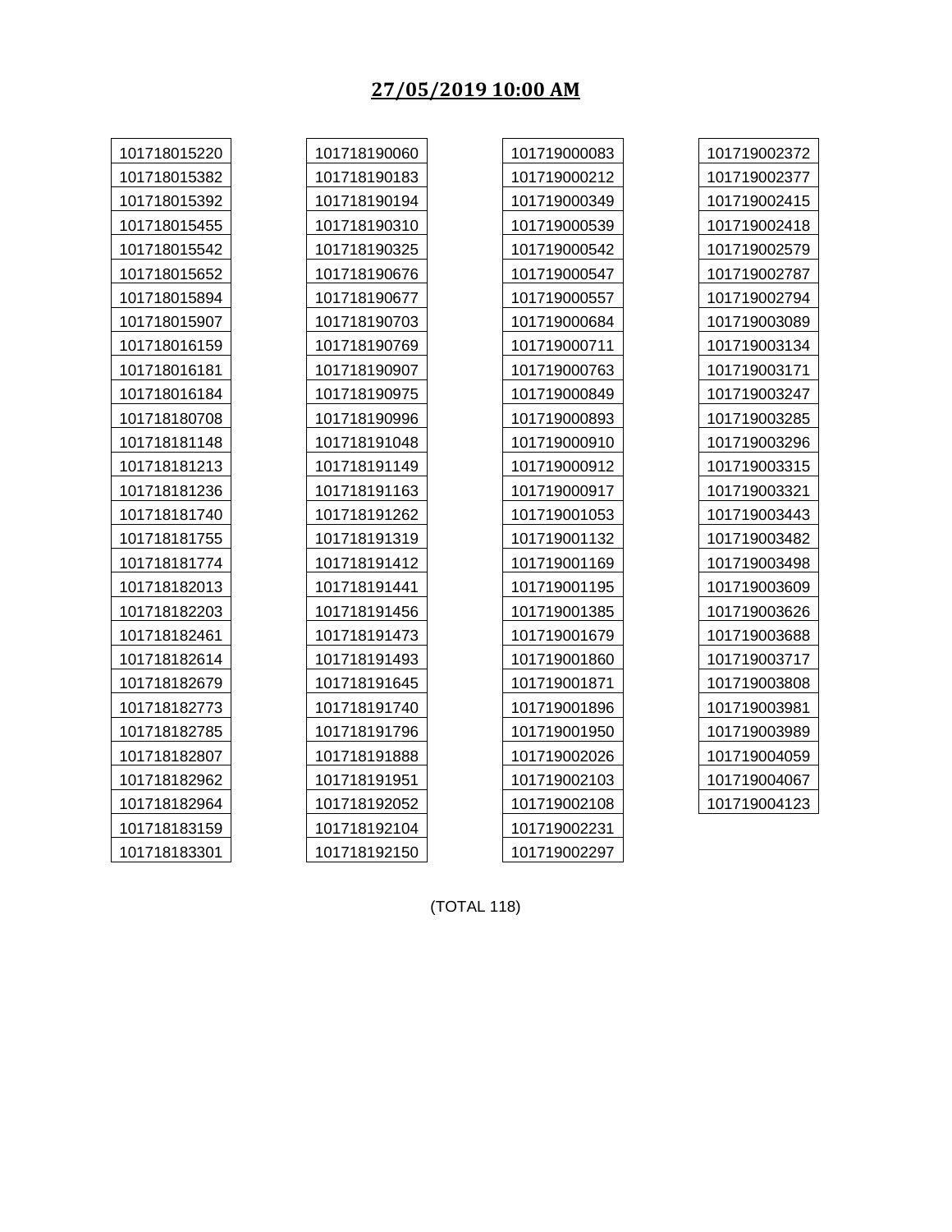## 27/05/2019 10:00 AM

| | | | |
|---|---|---|---|
| 101718015220 | 101718190060 | 101719000083 | 101719002372 |
| 101718015382 | 101718190183 | 101719000212 | 101719002377 |
| 101718015392 | 101718190194 | 101719000349 | 101719002415 |
| 101718015455 | 101718190310 | 101719000539 | 101719002418 |
| 101718015542 | 101718190325 | 101719000542 | 101719002579 |
| 101718015652 | 101718190676 | 101719000547 | 101719002787 |
| 101718015894 | 101718190677 | 101719000557 | 101719002794 |
| 101718015907 | 101718190703 | 101719000684 | 101719003089 |
| 101718016159 | 101718190769 | 101719000711 | 101719003134 |
| 101718016181 | 101718190907 | 101719000763 | 101719003171 |
| 101718016184 | 101718190975 | 101719000849 | 101719003247 |
| 101718180708 | 101718190996 | 101719000893 | 101719003285 |
| 101718181148 | 101718191048 | 101719000910 | 101719003296 |
| 101718181213 | 101718191149 | 101719000912 | 101719003315 |
| 101718181236 | 101718191163 | 101719000917 | 101719003321 |
| 101718181740 | 101718191262 | 101719001053 | 101719003443 |
| 101718181755 | 101718191319 | 101719001132 | 101719003482 |
| 101718181774 | 101718191412 | 101719001169 | 101719003498 |
| 101718182013 | 101718191441 | 101719001195 | 101719003609 |
| 101718182203 | 101718191456 | 101719001385 | 101719003626 |
| 101718182461 | 101718191473 | 101719001679 | 101719003688 |
| 101718182614 | 101718191493 | 101719001860 | 101719003717 |
| 101718182679 | 101718191645 | 101719001871 | 101719003808 |
| 101718182773 | 101718191740 | 101719001896 | 101719003981 |
| 101718182785 | 101718191796 | 101719001950 | 101719003989 |
| 101718182807 | 101718191888 | 101719002026 | 101719004059 |
| 101718182962 | 101718191951 | 101719002103 | 101719004067 |
| 101718182964 | 101718192052 | 101719002108 | 101719004123 |
| 101718183159 | 101718192104 | 101719002231 | |
| 101718183301 | 101718192150 | 101719002297 | |

(TOTAL 118)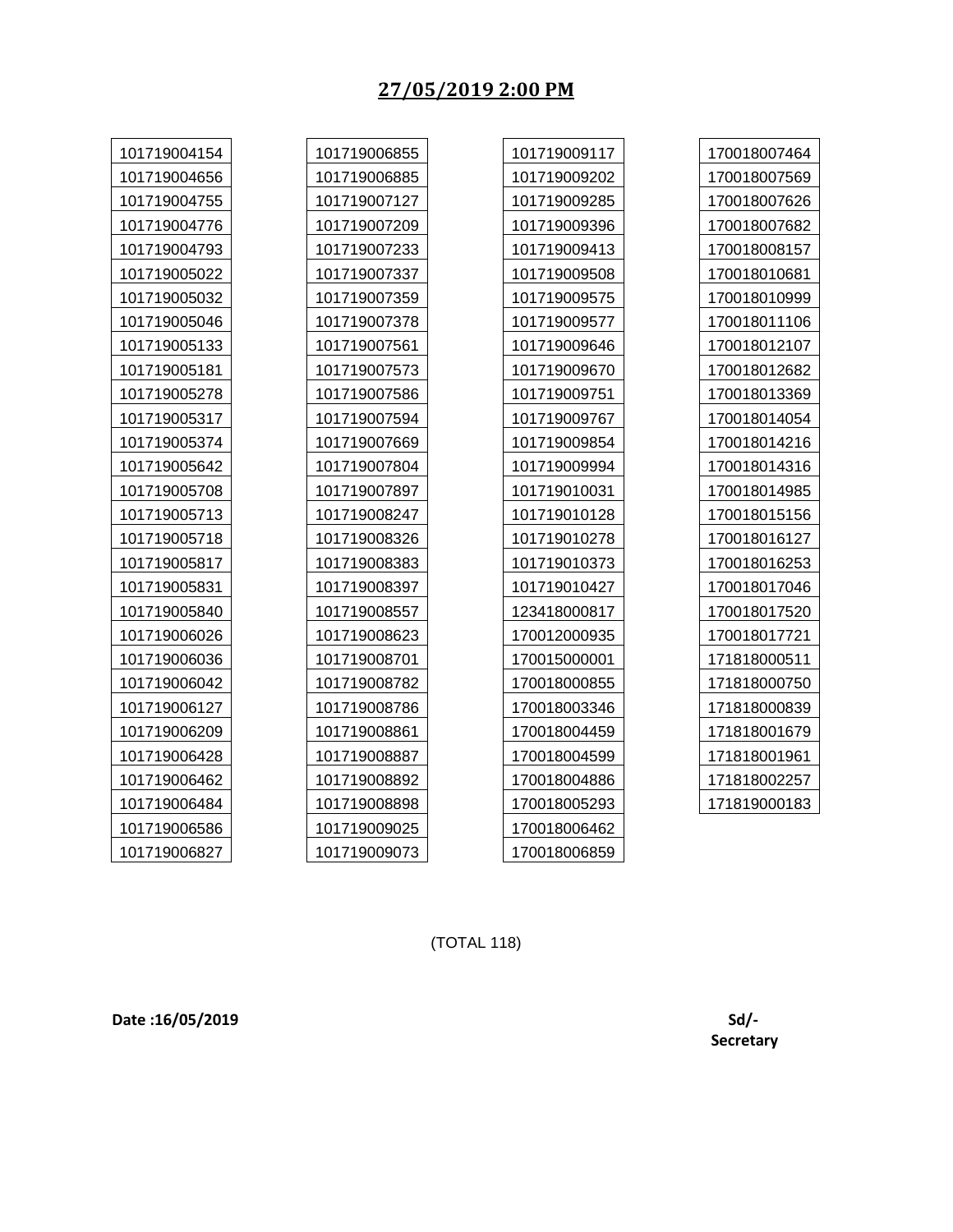## 27/05/2019 2:00 PM

| | | | |
|---|---|---|---|
| 101719004154 | 101719006855 | 101719009117 | 170018007464 |
| 101719004656 | 101719006885 | 101719009202 | 170018007569 |
| 101719004755 | 101719007127 | 101719009285 | 170018007626 |
| 101719004776 | 101719007209 | 101719009396 | 170018007682 |
| 101719004793 | 101719007233 | 101719009413 | 170018008157 |
| 101719005022 | 101719007337 | 101719009508 | 170018010681 |
| 101719005032 | 101719007359 | 101719009575 | 170018010999 |
| 101719005046 | 101719007378 | 101719009577 | 170018011106 |
| 101719005133 | 101719007561 | 101719009646 | 170018012107 |
| 101719005181 | 101719007573 | 101719009670 | 170018012682 |
| 101719005278 | 101719007586 | 101719009751 | 170018013369 |
| 101719005317 | 101719007594 | 101719009767 | 170018014054 |
| 101719005374 | 101719007669 | 101719009854 | 170018014216 |
| 101719005642 | 101719007804 | 101719009994 | 170018014316 |
| 101719005708 | 101719007897 | 101719010031 | 170018014985 |
| 101719005713 | 101719008247 | 101719010128 | 170018015156 |
| 101719005718 | 101719008326 | 101719010278 | 170018016127 |
| 101719005817 | 101719008383 | 101719010373 | 170018016253 |
| 101719005831 | 101719008397 | 101719010427 | 170018017046 |
| 101719005840 | 101719008557 | 123418000817 | 170018017520 |
| 101719006026 | 101719008623 | 170012000935 | 170018017721 |
| 101719006036 | 101719008701 | 170015000001 | 171818000511 |
| 101719006042 | 101719008782 | 170018000855 | 171818000750 |
| 101719006127 | 101719008786 | 170018003346 | 171818000839 |
| 101719006209 | 101719008861 | 170018004459 | 171818001679 |
| 101719006428 | 101719008887 | 170018004599 | 171818001961 |
| 101719006462 | 101719008892 | 170018004886 | 171818002257 |
| 101719006484 | 101719008898 | 170018005293 | 171819000183 |
| 101719006586 | 101719009025 | 170018006462 | |
| 101719006827 | 101719009073 | 170018006859 | |

(TOTAL 118)

**Date :16/05/2019**

**Sd/-**
**Secretary**